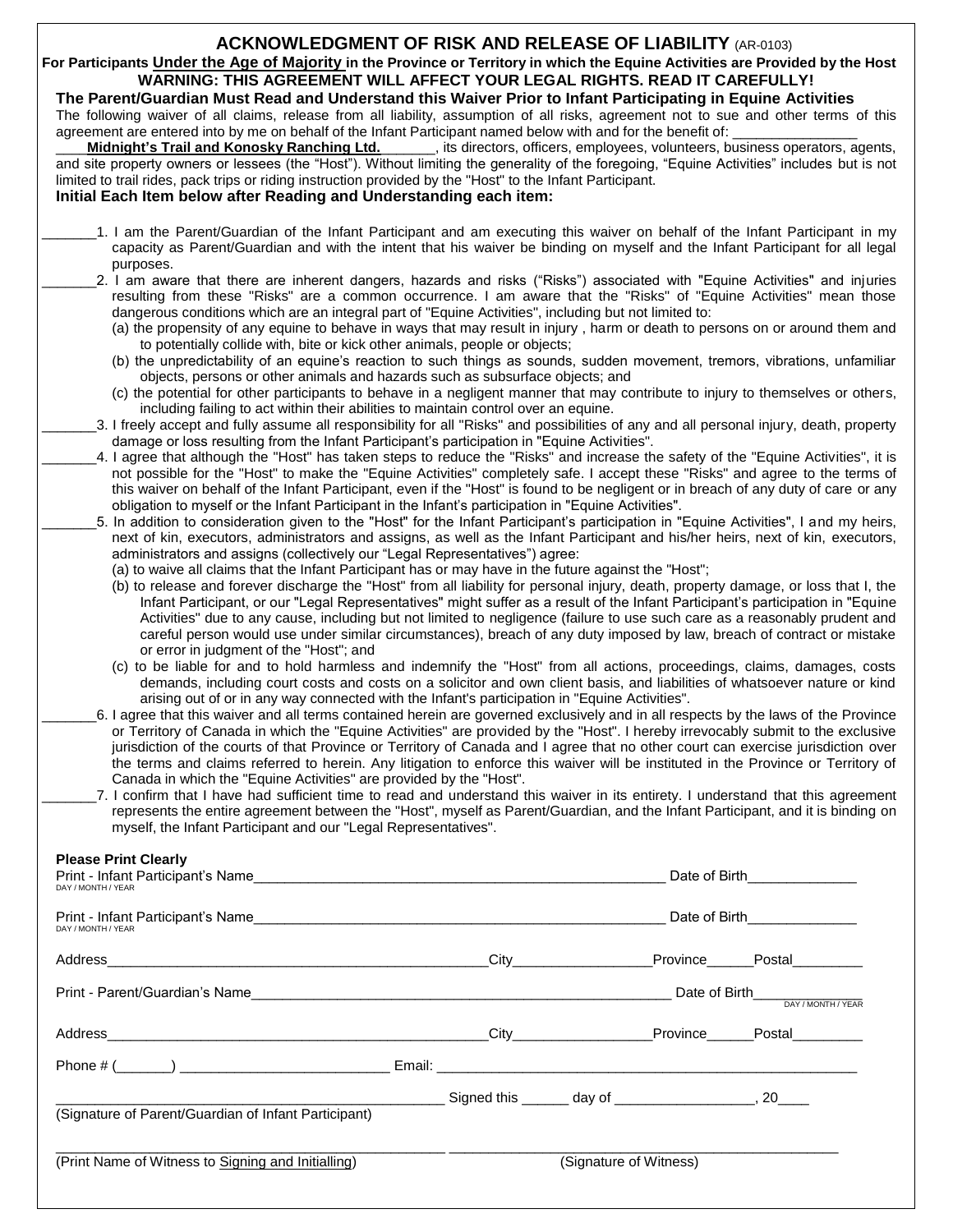# ACKNOWLEDGMENT OF RISK AND RELEASE OF LIABILITY (AR-0103)

**For Participants Under the Age of Majority in the Province or Territory in which the Equine Activities are Provided by the Host**

**WARNING: THIS AGREEMENT WILL AFFECT YOUR LEGAL RIGHTS. READ IT CAREFULLY!**

**The Parent/Guardian Must Read and Understand this Waiver Prior to Infant Participating in Equine Activities**

The following waiver of all claims, release from all liability, assumption of all risks, agreement not to sue and other terms of this agreement are entered into by me on behalf of the Infant Participant named below with and for the benefit of: ________________ ____**Midnight's Trail and Konosky Ranching Ltd.**_______, its directors, officers, employees, volunteers, business operators, agents, and site property owners or lessees (the "Host"). Without limiting the generality of the foregoing, "Equine Activities" includes but is not limited to trail rides, pack trips or riding instruction provided by the "Host" to the Infant Participant.

**Initial Each Item below after Reading and Understanding each item:**

_______1. I am the Parent/Guardian of the Infant Participant and am executing this waiver on behalf of the Infant Participant in my capacity as Parent/Guardian and with the intent that his waiver be binding on myself and the Infant Participant for all legal purposes.

_______2. I am aware that there are inherent dangers, hazards and risks ("Risks") associated with "Equine Activities" and injuries resulting from these "Risks" are a common occurrence. I am aware that the "Risks" of "Equine Activities" mean those dangerous conditions which are an integral part of "Equine Activities", including but not limited to:
(a) the propensity of any equine to behave in ways that may result in injury , harm or death to persons on or around them and to potentially collide with, bite or kick other animals, people or objects;
(b) the unpredictability of an equine's reaction to such things as sounds, sudden movement, tremors, vibrations, unfamiliar objects, persons or other animals and hazards such as subsurface objects; and
(c) the potential for other participants to behave in a negligent manner that may contribute to injury to themselves or others, including failing to act within their abilities to maintain control over an equine.

_______3. I freely accept and fully assume all responsibility for all "Risks" and possibilities of any and all personal injury, death, property damage or loss resulting from the Infant Participant's participation in "Equine Activities".

_______4. I agree that although the "Host" has taken steps to reduce the "Risks" and increase the safety of the "Equine Activities", it is not possible for the "Host" to make the "Equine Activities" completely safe. I accept these "Risks" and agree to the terms of this waiver on behalf of the Infant Participant, even if the "Host" is found to be negligent or in breach of any duty of care or any obligation to myself or the Infant Participant in the Infant's participation in "Equine Activities".

_______5. In addition to consideration given to the "Host" for the Infant Participant's participation in "Equine Activities", I and my heirs, next of kin, executors, administrators and assigns, as well as the Infant Participant and his/her heirs, next of kin, executors, administrators and assigns (collectively our "Legal Representatives") agree:
(a) to waive all claims that the Infant Participant has or may have in the future against the "Host";
(b) to release and forever discharge the "Host" from all liability for personal injury, death, property damage, or loss that I, the Infant Participant, or our "Legal Representatives" might suffer as a result of the Infant Participant's participation in "Equine Activities" due to any cause, including but not limited to negligence (failure to use such care as a reasonably prudent and careful person would use under similar circumstances), breach of any duty imposed by law, breach of contract or mistake or error in judgment of the "Host"; and
(c) to be liable for and to hold harmless and indemnify the "Host" from all actions, proceedings, claims, damages, costs demands, including court costs and costs on a solicitor and own client basis, and liabilities of whatsoever nature or kind arising out of or in any way connected with the Infant's participation in "Equine Activities".

_______6. I agree that this waiver and all terms contained herein are governed exclusively and in all respects by the laws of the Province or Territory of Canada in which the "Equine Activities" are provided by the "Host". I hereby irrevocably submit to the exclusive jurisdiction of the courts of that Province or Territory of Canada and I agree that no other court can exercise jurisdiction over the terms and claims referred to herein. Any litigation to enforce this waiver will be instituted in the Province or Territory of Canada in which the "Equine Activities" are provided by the "Host".

_______7. I confirm that I have had sufficient time to read and understand this waiver in its entirety. I understand that this agreement represents the entire agreement between the "Host", myself as Parent/Guardian, and the Infant Participant, and it is binding on myself, the Infant Participant and our "Legal Representatives".

**Please Print Clearly**

Print - Infant Participant's Name_______________________________________________ Date of Birth______________ (DAY / MONTH / YEAR)

Print - Infant Participant's Name_______________________________________________ Date of Birth______________ (DAY / MONTH / YEAR)

Address_____________________________________City_________________Province______Postal_________

Print - Parent/Guardian's Name_______________________________________________ Date of Birth______________ (DAY / MONTH / YEAR)

Address_____________________________________City_________________Province______Postal_________

Phone # (_______) ___________________________ Email: ________________________________________________

_____________________________________________ Signed this ______ day of _________________, 20____
(Signature of Parent/Guardian of Infant Participant)

_____________________________________________ _____________________________________________
(Print Name of Witness to Signing and Initialling) (Signature of Witness)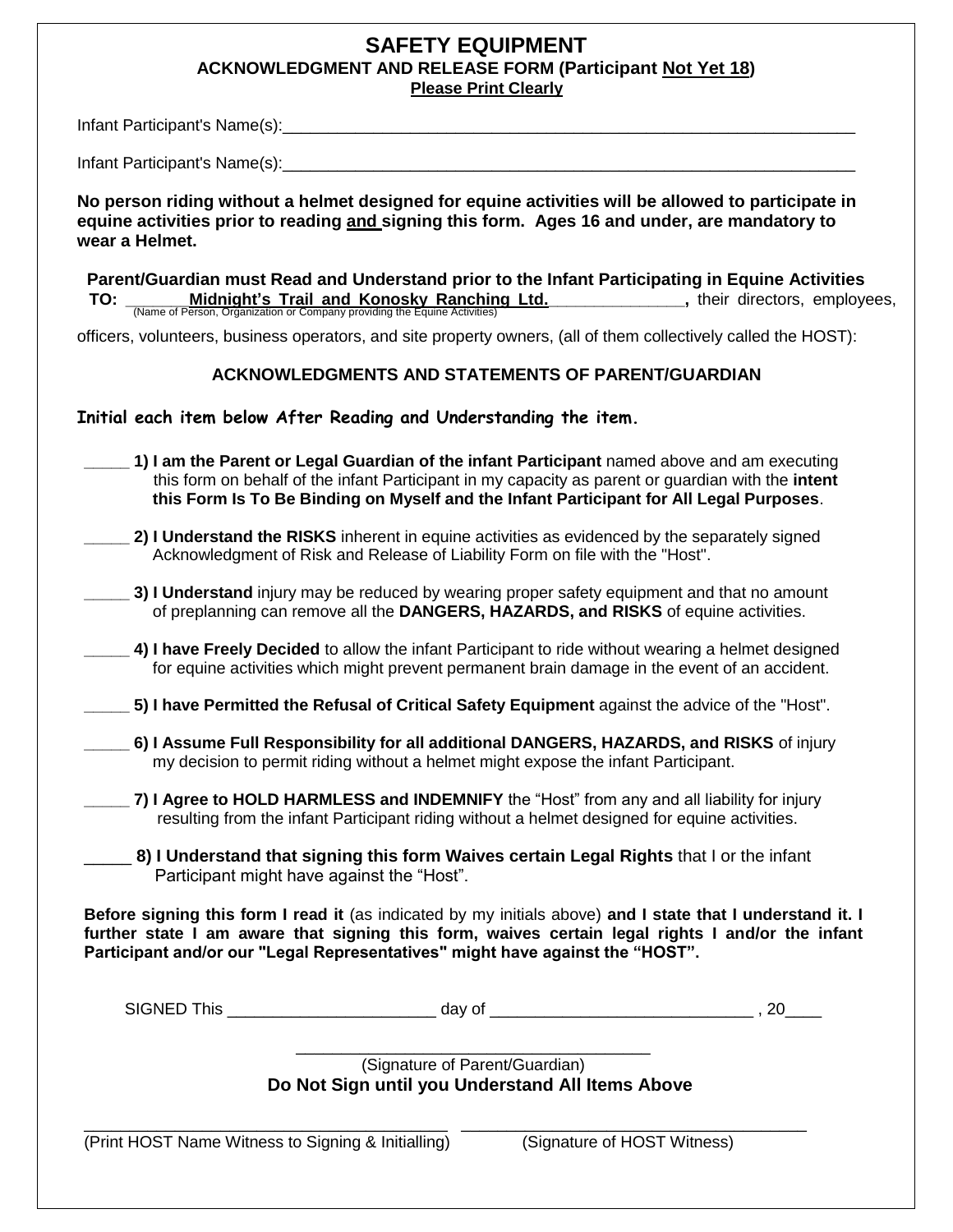# SAFETY EQUIPMENT

## ACKNOWLEDGMENT AND RELEASE FORM (Participant Not Yet 18)

**Please Print Clearly**

Infant Participant's Name(s):___________________________________________________________________

Infant Participant's Name(s):___________________________________________________________________

**No person riding without a helmet designed for equine activities will be allowed to participate in equine activities prior to reading and signing this form. Ages 16 and under, are mandatory to wear a Helmet.**

**Parent/Guardian must Read and Understand prior to the Infant Participating in Equine Activities**

**TO:** ______**Midnight's Trail and Konosky Ranching Ltd.**______________**,** their directors, employees,
(Name of Person, Organization or Company providing the Equine Activities)

officers, volunteers, business operators, and site property owners, (all of them collectively called the HOST):

### ACKNOWLEDGMENTS AND STATEMENTS OF PARENT/GUARDIAN

**Initial each item below After Reading and Understanding the item.**

_____ **1) I am the Parent or Legal Guardian of the infant Participant** named above and am executing this form on behalf of the infant Participant in my capacity as parent or guardian with the **intent this Form Is To Be Binding on Myself and the Infant Participant for All Legal Purposes**.

_____ **2) I Understand the RISKS** inherent in equine activities as evidenced by the separately signed Acknowledgment of Risk and Release of Liability Form on file with the "Host".

_____ **3) I Understand** injury may be reduced by wearing proper safety equipment and that no amount of preplanning can remove all the **DANGERS, HAZARDS, and RISKS** of equine activities.

_____ **4) I have Freely Decided** to allow the infant Participant to ride without wearing a helmet designed for equine activities which might prevent permanent brain damage in the event of an accident.

_____ **5) I have Permitted the Refusal of Critical Safety Equipment** against the advice of the "Host".

_____ **6) I Assume Full Responsibility for all additional DANGERS, HAZARDS, and RISKS** of injury my decision to permit riding without a helmet might expose the infant Participant.

_____ **7) I Agree to HOLD HARMLESS and INDEMNIFY** the "Host" from any and all liability for injury resulting from the infant Participant riding without a helmet designed for equine activities.

_____ **8) I Understand that signing this form Waives certain Legal Rights** that I or the infant Participant might have against the "Host".

**Before signing this form I read it** (as indicated by my initials above) **and I state that I understand it. I further state I am aware that signing this form, waives certain legal rights I and/or the infant Participant and/or our "Legal Representatives" might have against the "HOST".**

SIGNED This ______________________ day of ____________________________ , 20____

_______________________________________
(Signature of Parent/Guardian)

**Do Not Sign until you Understand All Items Above**

_______________________________________ _______________________________________
(Print HOST Name Witness to Signing & Initialling) (Signature of HOST Witness)